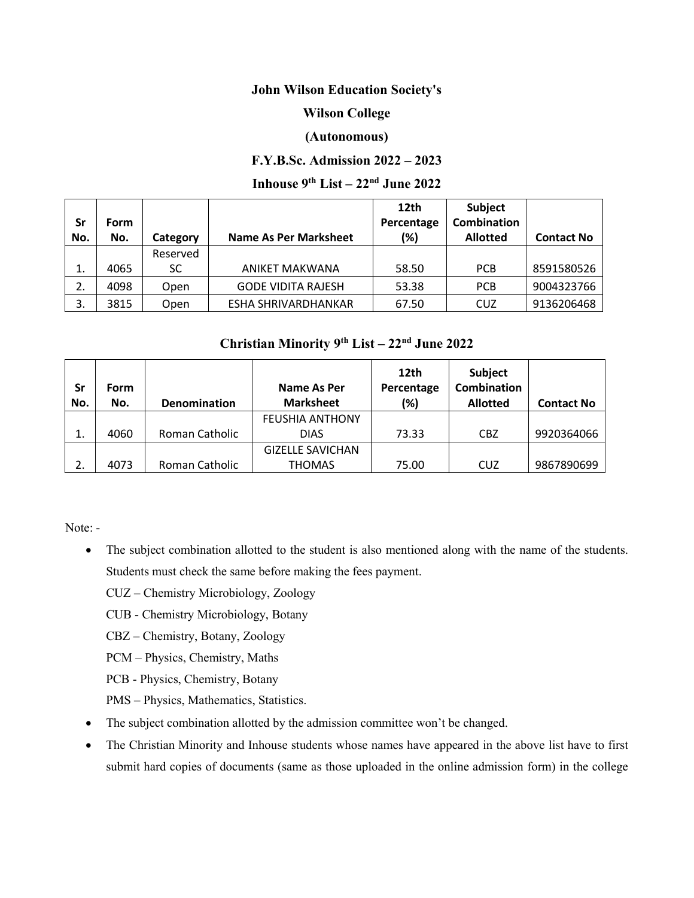# John Wilson Education Society's

# Wilson College

# (Autonomous)

## F.Y.B.Sc. Admission 2022 – 2023

### Inhouse 9th List – 22nd June 2022

| Sr No. | Form No. | Category | Name As Per Marksheet | 12th Percentage (%) | Subject Combination Allotted | Contact No |
|---|---|---|---|---|---|---|
| 1. | 4065 | Reserved SC | ANIKET MAKWANA | 58.50 | PCB | 8591580526 |
| 2. | 4098 | Open | GODE VIDITA RAJESH | 53.38 | PCB | 9004323766 |
| 3. | 3815 | Open | ESHA SHRIVARDHANKAR | 67.50 | CUZ | 9136206468 |

### Christian Minority 9th List – 22nd June 2022

| Sr No. | Form No. | Denomination | Name As Per Marksheet | 12th Percentage (%) | Subject Combination Allotted | Contact No |
|---|---|---|---|---|---|---|
| 1. | 4060 | Roman Catholic | FEUSHIA ANTHONY DIAS | 73.33 | CBZ | 9920364066 |
| 2. | 4073 | Roman Catholic | GIZELLE SAVICHAN THOMAS | 75.00 | CUZ | 9867890699 |

Note: -

- The subject combination allotted to the student is also mentioned along with the name of the students. Students must check the same before making the fees payment.

  CUZ – Chemistry Microbiology, Zoology

  CUB - Chemistry Microbiology, Botany

  CBZ – Chemistry, Botany, Zoology

  PCM – Physics, Chemistry, Maths

  PCB - Physics, Chemistry, Botany

  PMS – Physics, Mathematics, Statistics.

- The subject combination allotted by the admission committee won't be changed.
- The Christian Minority and Inhouse students whose names have appeared in the above list have to first submit hard copies of documents (same as those uploaded in the online admission form) in the college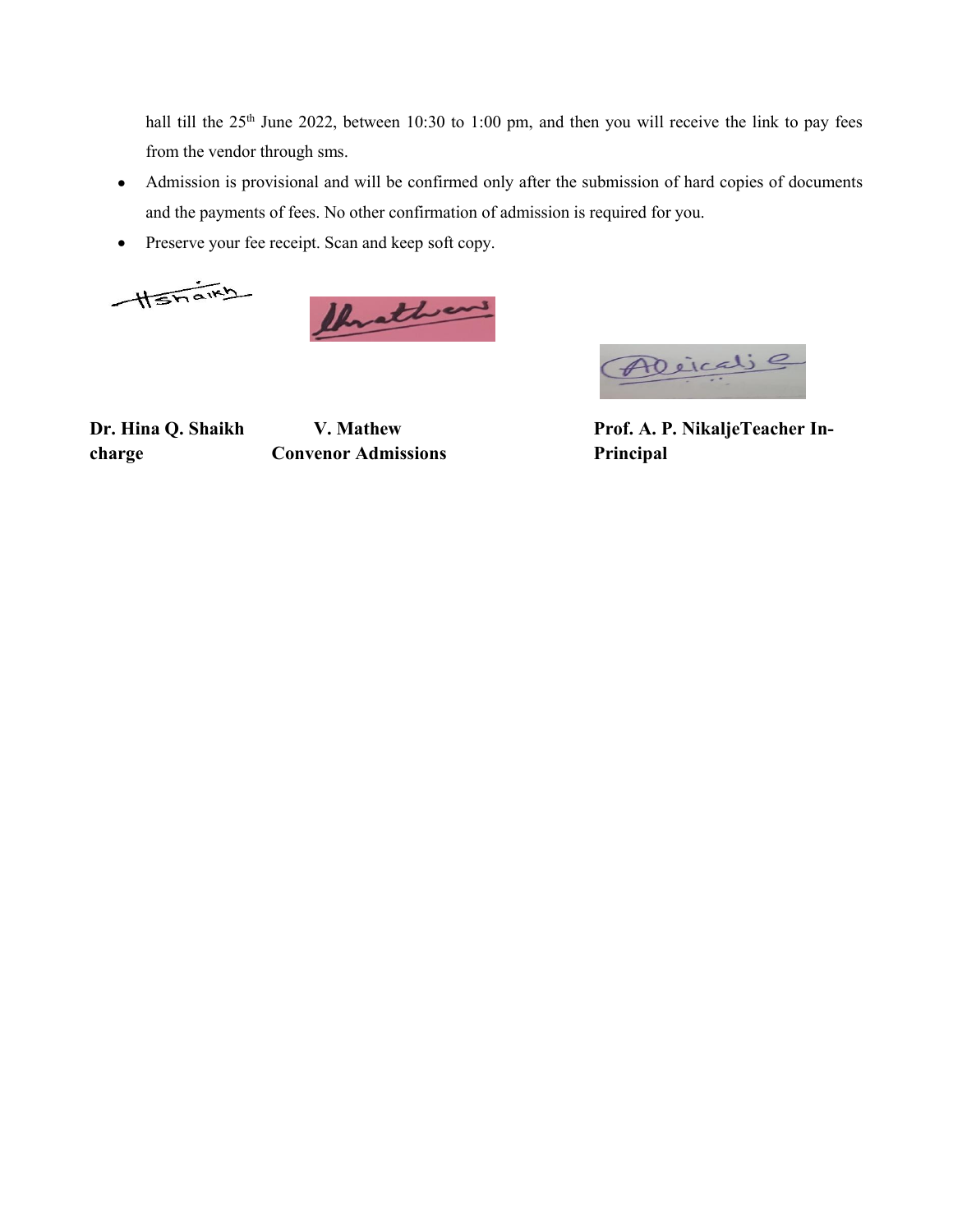hall till the 25th June 2022, between 10:30 to 1:00 pm, and then you will receive the link to pay fees from the vendor through sms.

- Admission is provisional and will be confirmed only after the submission of hard copies of documents and the payments of fees. No other confirmation of admission is required for you.
- Preserve your fee receipt. Scan and keep soft copy.

**Dr. Hina Q. Shaikh**
**Teacher In-charge**

**V. Mathew**
**Convenor Admissions**

**Prof. A. P. Nikalje**
**Principal**